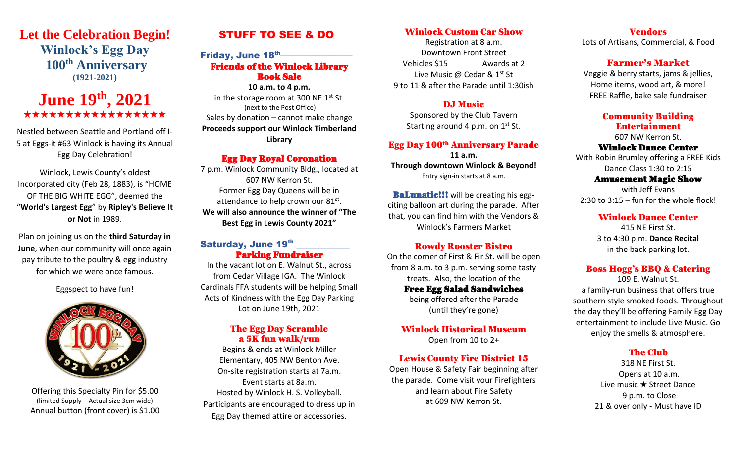# Let the Celebration Begin!

## Winlock's Egg Day
## 100th Anniversary
**(1921-2021)**

# June 19th, 2021

★★★★★★★★★★★★★★★★★

Nestled between Seattle and Portland off I-5 at Eggs-it #63 Winlock is having its Annual Egg Day Celebration!

Winlock, Lewis County's oldest Incorporated city (Feb 28, 1883), is "HOME OF THE BIG WHITE EGG", deemed the "**World's Largest Egg**" by **Ripley's Believe It or Not** in 1989.

Plan on joining us on the **third Saturday in June**, when our community will once again pay tribute to the poultry & egg industry for which we were once famous.

Eggspect to have fun!

Offering this Specialty Pin for $5.00
(limited Supply – Actual size 3cm wide)
Annual button (front cover) is $1.00

## STUFF TO SEE & DO

### Friday, June 18th

**Friends of the Winlock Library Book Sale**

**10 a.m. to 4 p.m.**
in the storage room at 300 NE 1st St.
(next to the Post Office)
Sales by donation – cannot make change
**Proceeds support our Winlock Timberland Library**

**Egg Day Royal Coronation**

7 p.m. Winlock Community Bldg., located at 607 NW Kerron St.
Former Egg Day Queens will be in attendance to help crown our 81st.
**We will also announce the winner of "The Best Egg in Lewis County 2021"**

### Saturday, June 19th

**Parking Fundraiser**

In the vacant lot on E. Walnut St., across from Cedar Village IGA. The Winlock Cardinals FFA students will be helping Small Acts of Kindness with the Egg Day Parking Lot on June 19th, 2021

**The Egg Day Scramble a 5K fun walk/run**

Begins & ends at Winlock Miller Elementary, 405 NW Benton Ave.
On-site registration starts at 7a.m.
Event starts at 8a.m.
Hosted by Winlock H. S. Volleyball.
Participants are encouraged to dress up in Egg Day themed attire or accessories.

**Winlock Custom Car Show**

Registration at 8 a.m.
Downtown Front Street
Vehicles $15 Awards at 2
Live Music @ Cedar & 1st St
9 to 11 & after the Parade until 1:30ish

**DJ Music**

Sponsored by the Club Tavern
Starting around 4 p.m. on 1st St.

**Egg Day 100th Anniversary Parade**

**11 a.m.**
**Through downtown Winlock & Beyond!**
Entry sign-in starts at 8 a.m.

**BaLunatic!!!** will be creating his egg-citing balloon art during the parade. After that, you can find him with the Vendors & Winlock's Farmers Market

**Rowdy Rooster Bistro**

On the corner of First & Fir St. will be open from 8 a.m. to 3 p.m. serving some tasty treats. Also, the location of the
**Free Egg Salad Sandwiches**
being offered after the Parade
(until they're gone)

**Winlock Historical Museum**

Open from 10 to 2+

**Lewis County Fire District 15**

Open House & Safety Fair beginning after the parade. Come visit your Firefighters and learn about Fire Safety at 609 NW Kerron St.

**Vendors**

Lots of Artisans, Commercial, & Food

**Farmer's Market**

Veggie & berry starts, jams & jellies, Home items, wood art, & more!
FREE Raffle, bake sale fundraiser

**Community Building Entertainment**

607 NW Kerron St.
**Winlock Dance Center**
With Robin Brumley offering a FREE Kids Dance Class 1:30 to 2:15
**Amusement Magic Show**
with Jeff Evans
2:30 to 3:15 – fun for the whole flock!

**Winlock Dance Center**

415 NE First St.
3 to 4:30 p.m. **Dance Recital**
in the back parking lot.

**Boss Hogg's BBQ & Catering**

109 E. Walnut St.
a family-run business that offers true southern style smoked foods. Throughout the day they'll be offering Family Egg Day entertainment to include Live Music. Go enjoy the smells & atmosphere.

**The Club**

318 NE First St.
Opens at 10 a.m.
Live music ★ Street Dance
9 p.m. to Close
21 & over only - Must have ID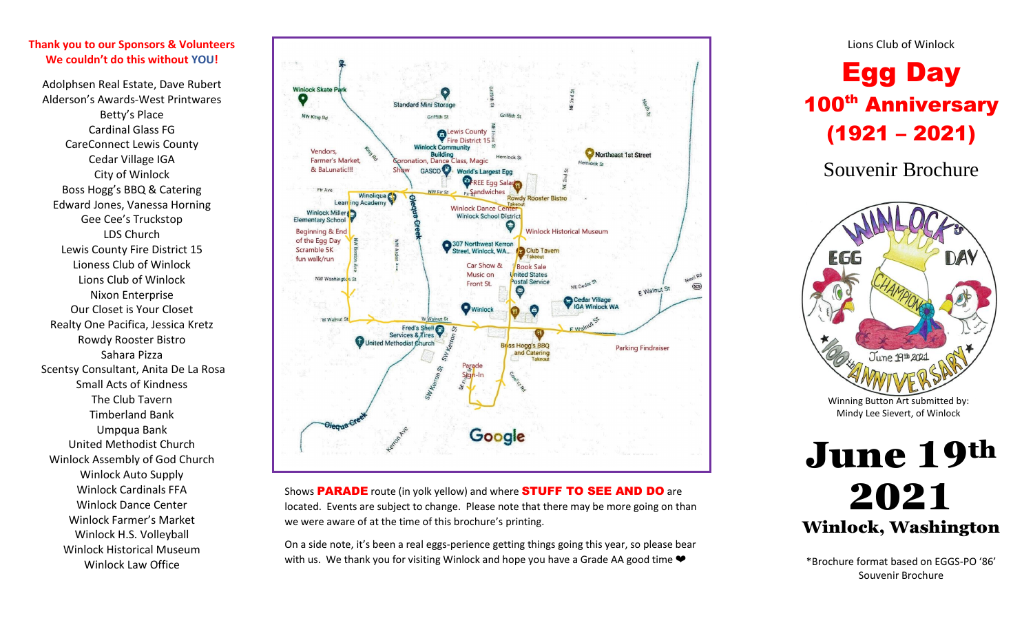**Thank you to our Sponsors & Volunteers**
**We couldn't do this without YOU!**

Adolphsen Real Estate, Dave Rubert
Alderson's Awards-West Printwares
Betty's Place
Cardinal Glass FG
CareConnect Lewis County
Cedar Village IGA
City of Winlock
Boss Hogg's BBQ & Catering
Edward Jones, Vanessa Horning
Gee Cee's Truckstop
LDS Church
Lewis County Fire District 15
Lioness Club of Winlock
Lions Club of Winlock
Nixon Enterprise
Our Closet is Your Closet
Realty One Pacifica, Jessica Kretz
Rowdy Rooster Bistro
Sahara Pizza
Scentsy Consultant, Anita De La Rosa
Small Acts of Kindness
The Club Tavern
Timberland Bank
Umpqua Bank
United Methodist Church
Winlock Assembly of God Church
Winlock Auto Supply
Winlock Cardinals FFA
Winlock Dance Center
Winlock Farmer's Market
Winlock H.S. Volleyball
Winlock Historical Museum
Winlock Law Office

Winlock Skate Park
Standard Mini Storage
Lewis County Fire District 15
Winlock Community Building
Vendors, Farmer's Market, & BaLunatic!!!
Coronation, Dance Class, Magic Show
GASCO
World's Largest Egg
Northeast 1st Street
FREE Egg Salad Sandwiches
Rowdy Rooster Bistro
Winoliqua Learning Academy
Winlock Miller Elementary School
Winlock Dance Center
Winlock School District
Beginning & End of the Egg Day Scramble 5K fun walk/run
Winlock Historical Museum
307 Northwest Kerron Street, Winlock, WA...
Club Tavern
Car Show & Music on Front St.
Book Sale
United States Postal Service
Cedar Village IGA Winlock WA
Winlock
Fred's Shell Services & Tires
United Methodist Church
Boss Hogg's BBQ and Catering
Parking Fundraiser
Parade Sign-In
Olequa Creek
Google

Shows **PARADE** route (in yolk yellow) and where **STUFF TO SEE AND DO** are located. Events are subject to change. Please note that there may be more going on than we were aware of at the time of this brochure's printing.

On a side note, it's been a real eggs-perience getting things going this year, so please bear with us. We thank you for visiting Winlock and hope you have a Grade AA good time ❤

Lions Club of Winlock

# Egg Day

## 100th Anniversary (1921 – 2021)

## Souvenir Brochure

WINLOCK'S EGG DAY
CHAMPION
June 19th 2021
100th ANNIVERSARY

Winning Button Art submitted by:
Mindy Lee Sievert, of Winlock

# June 19th 2021

## Winlock, Washington

*Brochure format based on EGGS-PO '86' Souvenir Brochure